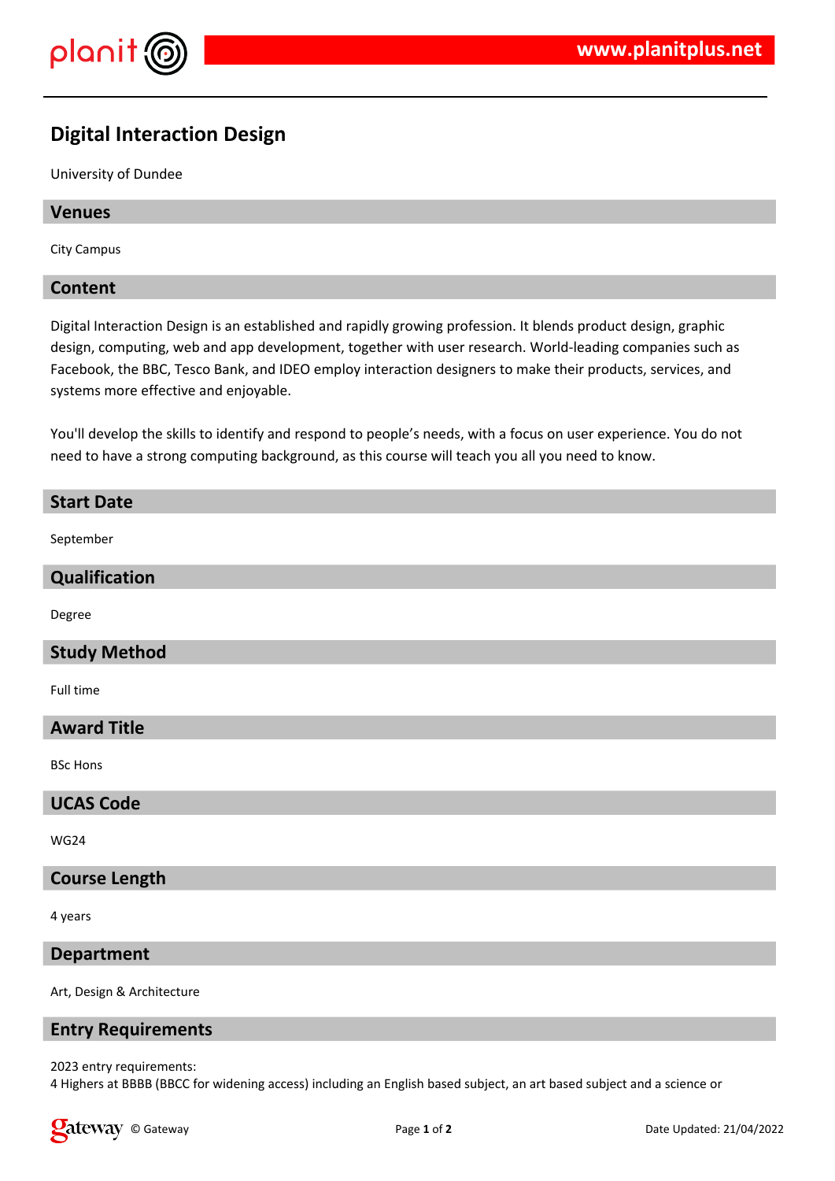# Digital Interaction Design

University of Dundee

## Venues

City Campus

## Content

Digital Interaction Design is an established and rapidly growing profession. It blends product design, graphic design, computing, web and app development, together with user research. World-leading companies such as Facebook, the BBC, Tesco Bank, and IDEO employ interaction designers to make their products, services, and systems more effective and enjoyable.

You'll develop the skills to identify and respond to people’s needs, with a focus on user experience. You do not need to have a strong computing background, as this course will teach you all you need to know.

## Start Date

September

## Qualification

Degree

## Study Method

Full time

## Award Title

BSc Hons

## UCAS Code

WG24

## Course Length

4 years

## Department

Art, Design & Architecture

## Entry Requirements

2023 entry requirements:
4 Highers at BBBB (BBCC for widening access) including an English based subject, an art based subject and a science or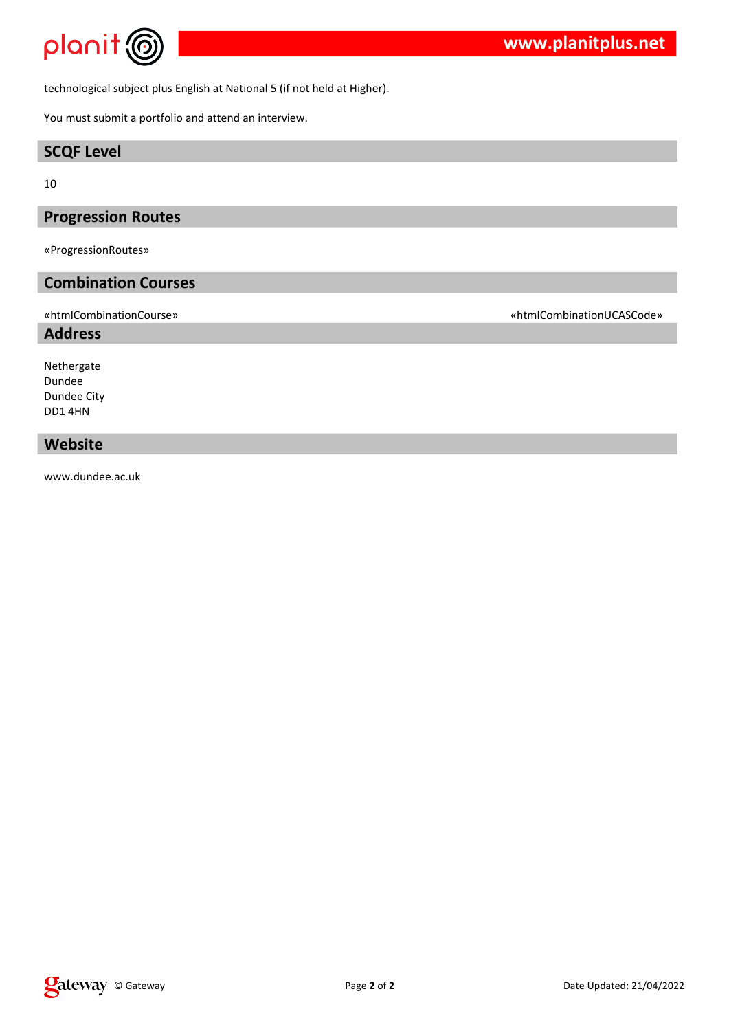technological subject plus English at National 5 (if not held at Higher).

You must submit a portfolio and attend an interview.

## SCQF Level

10

## Progression Routes

«ProgressionRoutes»

## Combination Courses

«htmlCombinationCourse» «htmlCombinationUCASCode»

## Address

Nethergate
Dundee
Dundee City
DD1 4HN

## Website

www.dundee.ac.uk